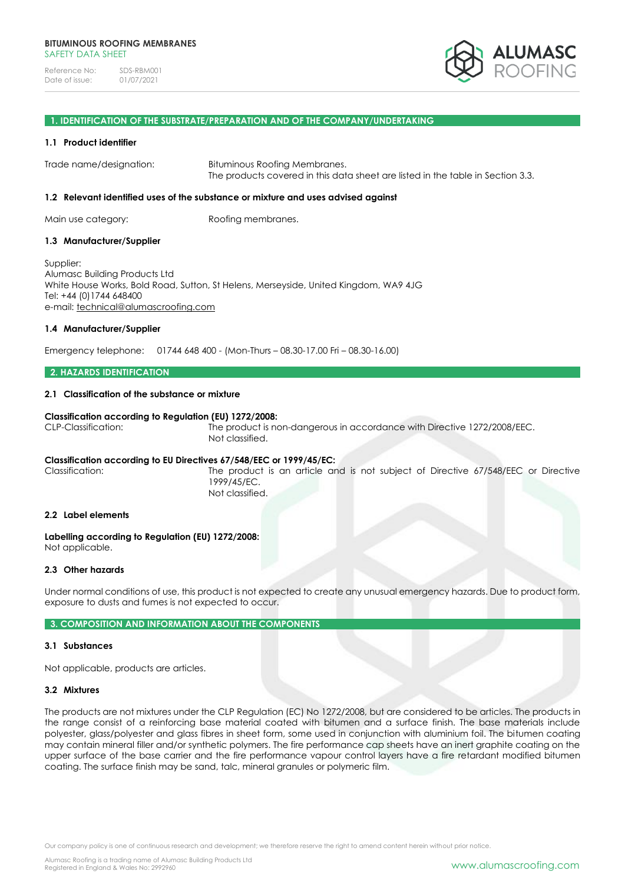**BITUMINOUS ROOFING MEMBRANES**
SAFETY DATA SHEET

Reference No: SDS-RBM001
Date of issue: 01/07/2021

## 1. IDENTIFICATION OF THE SUBSTRATE/PREPARATION AND OF THE COMPANY/UNDERTAKING

### 1.1 Product identifier

Trade name/designation: Bituminous Roofing Membranes.
The products covered in this data sheet are listed in the table in Section 3.3.

### 1.2 Relevant identified uses of the substance or mixture and uses advised against

Main use category: Roofing membranes.

### 1.3 Manufacturer/Supplier

Supplier:
Alumasc Building Products Ltd
White House Works, Bold Road, Sutton, St Helens, Merseyside, United Kingdom, WA9 4JG
Tel: +44 (0)1744 648400
e-mail: technical@alumascroofing.com

### 1.4 Manufacturer/Supplier

Emergency telephone: 01744 648 400 - (Mon-Thurs – 08.30-17.00 Fri – 08.30-16.00)

## 2. HAZARDS IDENTIFICATION

### 2.1 Classification of the substance or mixture

**Classification according to Regulation (EU) 1272/2008:**
CLP-Classification: The product is non-dangerous in accordance with Directive 1272/2008/EEC.
Not classified.

**Classification according to EU Directives 67/548/EEC or 1999/45/EC:**
Classification: The product is an article and is not subject of Directive 67/548/EEC or Directive 1999/45/EC.
Not classified.

### 2.2 Label elements

**Labelling according to Regulation (EU) 1272/2008:**
Not applicable.

### 2.3 Other hazards

Under normal conditions of use, this product is not expected to create any unusual emergency hazards. Due to product form, exposure to dusts and fumes is not expected to occur.

## 3. COMPOSITION AND INFORMATION ABOUT THE COMPONENTS

### 3.1 Substances

Not applicable, products are articles.

### 3.2 Mixtures

The products are not mixtures under the CLP Regulation (EC) No 1272/2008, but are considered to be articles. The products in the range consist of a reinforcing base material coated with bitumen and a surface finish. The base materials include polyester, glass/polyester and glass fibres in sheet form, some used in conjunction with aluminium foil. The bitumen coating may contain mineral filler and/or synthetic polymers. The fire performance cap sheets have an inert graphite coating on the upper surface of the base carrier and the fire performance vapour control layers have a fire retardant modified bitumen coating. The surface finish may be sand, talc, mineral granules or polymeric film.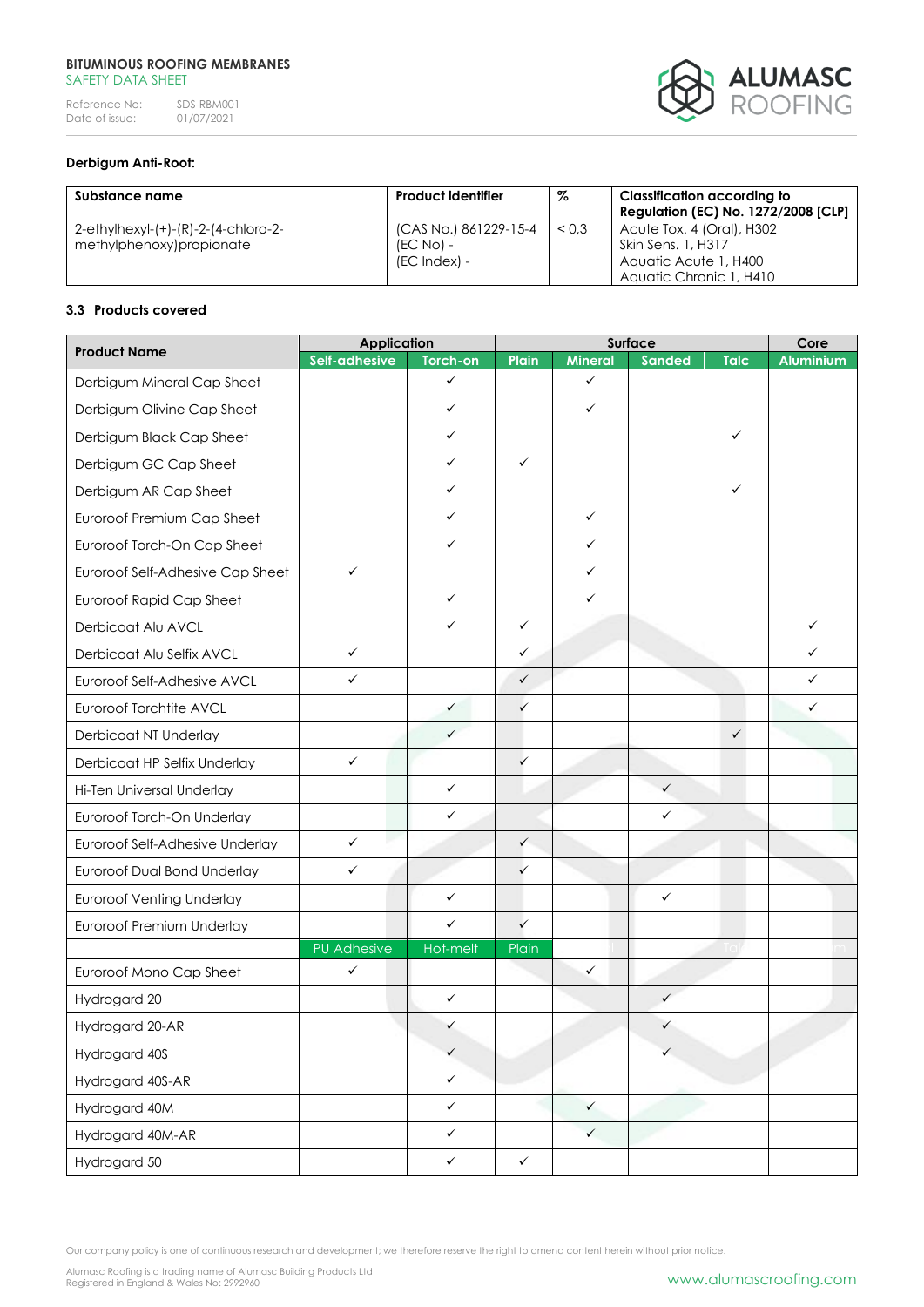**Derbigum Anti-Root:**

| Substance name | Product identifier | % | Classification according to Regulation (EC) No. 1272/2008 [CLP] |
|---|---|---|---|
| 2-ethylhexyl-(+)-(R)-2-(4-chloro-2-methylphenoxy)propionate | (CAS No.) 861229-15-4<br>(EC No) -<br>(EC Index) - | < 0,3 | Acute Tox. 4 (Oral), H302<br>Skin Sens. 1, H317<br>Aquatic Acute 1, H400<br>Aquatic Chronic 1, H410 |

### 3.3 Products covered

| Product Name | Application | | Surface | | | | Core |
|---|---|---|---|---|---|---|---|
| | Self-adhesive | Torch-on | Plain | Mineral | Sanded | Talc | Aluminium |
| Derbigum Mineral Cap Sheet | | ✓ | | ✓ | | | |
| Derbigum Olivine Cap Sheet | | ✓ | | ✓ | | | |
| Derbigum Black Cap Sheet | | ✓ | | | | ✓ | |
| Derbigum GC Cap Sheet | | ✓ | ✓ | | | | |
| Derbigum AR Cap Sheet | | ✓ | | | | ✓ | |
| Euroroof Premium Cap Sheet | | ✓ | | ✓ | | | |
| Euroroof Torch-On Cap Sheet | | ✓ | | ✓ | | | |
| Euroroof Self-Adhesive Cap Sheet | ✓ | | | ✓ | | | |
| Euroroof Rapid Cap Sheet | | ✓ | | ✓ | | | |
| Derbicoat Alu AVCL | | ✓ | ✓ | | | | ✓ |
| Derbicoat Alu Selfix AVCL | ✓ | | ✓ | | | | ✓ |
| Euroroof Self-Adhesive AVCL | ✓ | | ✓ | | | | ✓ |
| Euroroof Torchtite AVCL | | ✓ | ✓ | | | | ✓ |
| Derbicoat NT Underlay | | ✓ | | | | ✓ | |
| Derbicoat HP Selfix Underlay | ✓ | | ✓ | | | | |
| Hi-Ten Universal Underlay | | ✓ | | | ✓ | | |
| Euroroof Torch-On Underlay | | ✓ | | | ✓ | | |
| Euroroof Self-Adhesive Underlay | ✓ | | ✓ | | | | |
| Euroroof Dual Bond Underlay | ✓ | | ✓ | | | | |
| Euroroof Venting Underlay | | ✓ | | | ✓ | | |
| Euroroof Premium Underlay | | ✓ | ✓ | | | | |
| | PU Adhesive | Hot-melt | Plain | | | | |
| Euroroof Mono Cap Sheet | ✓ | | | ✓ | | | |
| Hydrogard 20 | | ✓ | | | ✓ | | |
| Hydrogard 20-AR | | ✓ | | | ✓ | | |
| Hydrogard 40S | | ✓ | | | ✓ | | |
| Hydrogard 40S-AR | | ✓ | | | | | |
| Hydrogard 40M | | ✓ | | ✓ | | | |
| Hydrogard 40M-AR | | ✓ | | ✓ | | | |
| Hydrogard 50 | | ✓ | ✓ | | | | |

Our company policy is one of continuous research and development; we therefore reserve the right to amend content herein without prior notice.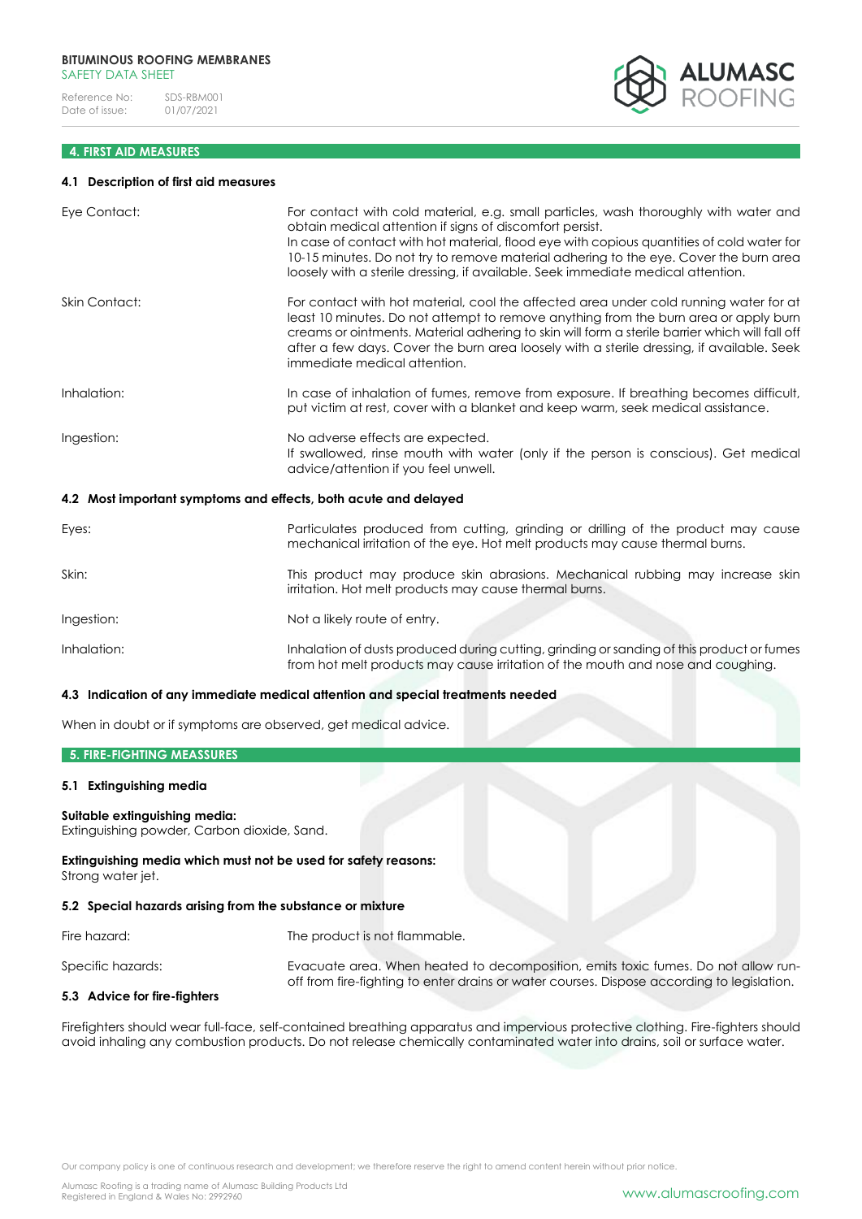## 4. FIRST AID MEASURES

### 4.1 Description of first aid measures

| | |
|---|---|
| Eye Contact: | For contact with cold material, e.g. small particles, wash thoroughly with water and obtain medical attention if signs of discomfort persist. In case of contact with hot material, flood eye with copious quantities of cold water for 10-15 minutes. Do not try to remove material adhering to the eye. Cover the burn area loosely with a sterile dressing, if available. Seek immediate medical attention. |
| Skin Contact: | For contact with hot material, cool the affected area under cold running water for at least 10 minutes. Do not attempt to remove anything from the burn area or apply burn creams or ointments. Material adhering to skin will form a sterile barrier which will fall off after a few days. Cover the burn area loosely with a sterile dressing, if available. Seek immediate medical attention. |
| Inhalation: | In case of inhalation of fumes, remove from exposure. If breathing becomes difficult, put victim at rest, cover with a blanket and keep warm, seek medical assistance. |
| Ingestion: | No adverse effects are expected. If swallowed, rinse mouth with water (only if the person is conscious). Get medical advice/attention if you feel unwell. |

### 4.2 Most important symptoms and effects, both acute and delayed

| | |
|---|---|
| Eyes: | Particulates produced from cutting, grinding or drilling of the product may cause mechanical irritation of the eye. Hot melt products may cause thermal burns. |
| Skin: | This product may produce skin abrasions. Mechanical rubbing may increase skin irritation. Hot melt products may cause thermal burns. |
| Ingestion: | Not a likely route of entry. |
| Inhalation: | Inhalation of dusts produced during cutting, grinding or sanding of this product or fumes from hot melt products may cause irritation of the mouth and nose and coughing. |

### 4.3 Indication of any immediate medical attention and special treatments needed

When in doubt or if symptoms are observed, get medical advice.

## 5. FIRE-FIGHTING MEASSURES

### 5.1 Extinguishing media

**Suitable extinguishing media:**
Extinguishing powder, Carbon dioxide, Sand.

**Extinguishing media which must not be used for safety reasons:**
Strong water jet.

### 5.2 Special hazards arising from the substance or mixture

| | |
|---|---|
| Fire hazard: | The product is not flammable. |
| Specific hazards: | Evacuate area. When heated to decomposition, emits toxic fumes. Do not allow run-off from fire-fighting to enter drains or water courses. Dispose according to legislation. |

### 5.3 Advice for fire-fighters

Firefighters should wear full-face, self-contained breathing apparatus and impervious protective clothing. Fire-fighters should avoid inhaling any combustion products. Do not release chemically contaminated water into drains, soil or surface water.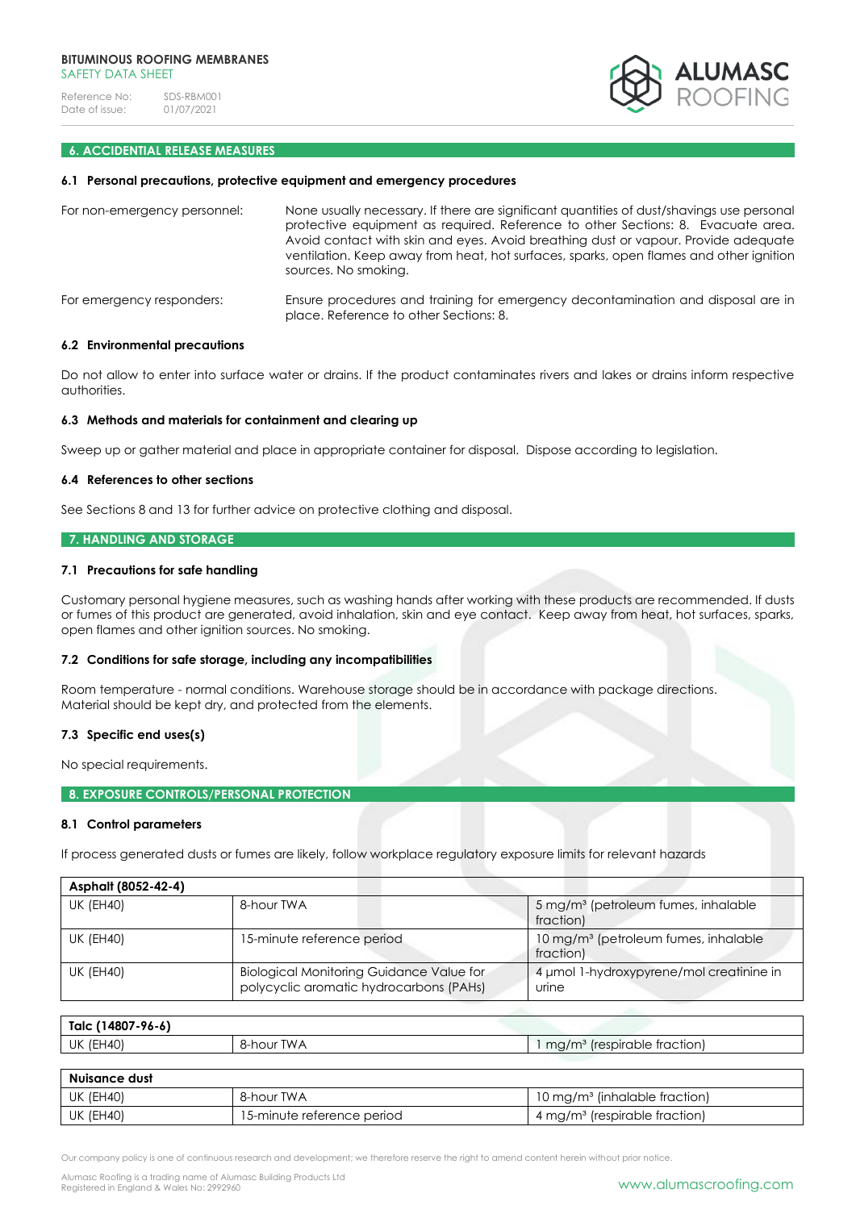## 6. ACCIDENTAL RELEASE MEASURES

### 6.1 Personal precautions, protective equipment and emergency procedures

For non-emergency personnel: None usually necessary. If there are significant quantities of dust/shavings use personal protective equipment as required. Reference to other Sections: 8. Evacuate area. Avoid contact with skin and eyes. Avoid breathing dust or vapour. Provide adequate ventilation. Keep away from heat, hot surfaces, sparks, open flames and other ignition sources. No smoking.

For emergency responders: Ensure procedures and training for emergency decontamination and disposal are in place. Reference to other Sections: 8.

### 6.2 Environmental precautions

Do not allow to enter into surface water or drains. If the product contaminates rivers and lakes or drains inform respective authorities.

### 6.3 Methods and materials for containment and clearing up

Sweep up or gather material and place in appropriate container for disposal. Dispose according to legislation.

### 6.4 References to other sections

See Sections 8 and 13 for further advice on protective clothing and disposal.

## 7. HANDLING AND STORAGE

### 7.1 Precautions for safe handling

Customary personal hygiene measures, such as washing hands after working with these products are recommended. If dusts or fumes of this product are generated, avoid inhalation, skin and eye contact. Keep away from heat, hot surfaces, sparks, open flames and other ignition sources. No smoking.

### 7.2 Conditions for safe storage, including any incompatibilities

Room temperature - normal conditions. Warehouse storage should be in accordance with package directions.
Material should be kept dry, and protected from the elements.

### 7.3 Specific end uses(s)

No special requirements.

## 8. EXPOSURE CONTROLS/PERSONAL PROTECTION

### 8.1 Control parameters

If process generated dusts or fumes are likely, follow workplace regulatory exposure limits for relevant hazards

| Asphalt (8052-42-4) | | |
|---|---|---|
| UK (EH40) | 8-hour TWA | 5 mg/m³ (petroleum fumes, inhalable fraction) |
| UK (EH40) | 15-minute reference period | 10 mg/m³ (petroleum fumes, inhalable fraction) |
| UK (EH40) | Biological Monitoring Guidance Value for polycyclic aromatic hydrocarbons (PAHs) | 4 µmol 1-hydroxypyrene/mol creatinine in urine |

| Talc (14807-96-6) | | |
|---|---|---|
| UK (EH40) | 8-hour TWA | 1 mg/m³ (respirable fraction) |

| Nuisance dust | | |
|---|---|---|
| UK (EH40) | 8-hour TWA | 10 mg/m³ (inhalable fraction) |
| UK (EH40) | 15-minute reference period | 4 mg/m³ (respirable fraction) |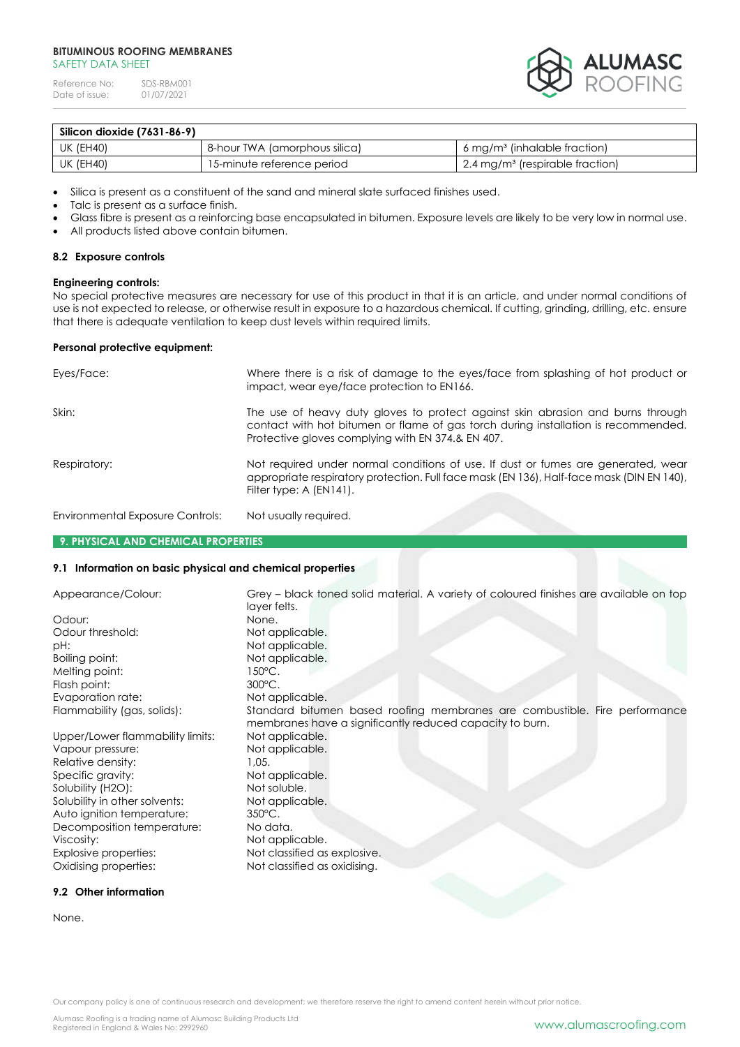| Silicon dioxide (7631-86-9) | | |
|---|---|---|
| UK (EH40) | 8-hour TWA (amorphous silica) | 6 mg/m³ (inhalable fraction) |
| UK (EH40) | 15-minute reference period | 2.4 mg/m³ (respirable fraction) |

- Silica is present as a constituent of the sand and mineral slate surfaced finishes used.
- Talc is present as a surface finish.
- Glass fibre is present as a reinforcing base encapsulated in bitumen. Exposure levels are likely to be very low in normal use.
- All products listed above contain bitumen.

### 8.2 Exposure controls

**Engineering controls:**
No special protective measures are necessary for use of this product in that it is an article, and under normal conditions of use is not expected to release, or otherwise result in exposure to a hazardous chemical. If cutting, grinding, drilling, etc. ensure that there is adequate ventilation to keep dust levels within required limits.

**Personal protective equipment:**

Eyes/Face: Where there is a risk of damage to the eyes/face from splashing of hot product or impact, wear eye/face protection to EN166.

Skin: The use of heavy duty gloves to protect against skin abrasion and burns through contact with hot bitumen or flame of gas torch during installation is recommended. Protective gloves complying with EN 374.& EN 407.

Respiratory: Not required under normal conditions of use. If dust or fumes are generated, wear appropriate respiratory protection. Full face mask (EN 136), Half-face mask (DIN EN 140), Filter type: A (EN141).

Environmental Exposure Controls: Not usually required.

## 9. PHYSICAL AND CHEMICAL PROPERTIES

### 9.1 Information on basic physical and chemical properties

Appearance/Colour: Grey – black toned solid material. A variety of coloured finishes are available on top layer felts.
Odour: None.
Odour threshold: Not applicable.
pH: Not applicable.
Boiling point: Not applicable.
Melting point: 150°C.
Flash point: 300°C.
Evaporation rate: Not applicable.
Flammability (gas, solids): Standard bitumen based roofing membranes are combustible. Fire performance membranes have a significantly reduced capacity to burn.
Upper/Lower flammability limits: Not applicable.
Vapour pressure: Not applicable.
Relative density: 1,05.
Specific gravity: Not applicable.
Solubility (H2O): Not soluble.
Solubility in other solvents: Not applicable.
Auto ignition temperature: 350°C.
Decomposition temperature: No data.
Viscosity: Not applicable.
Explosive properties: Not classified as explosive.
Oxidising properties: Not classified as oxidising.

### 9.2 Other information

None.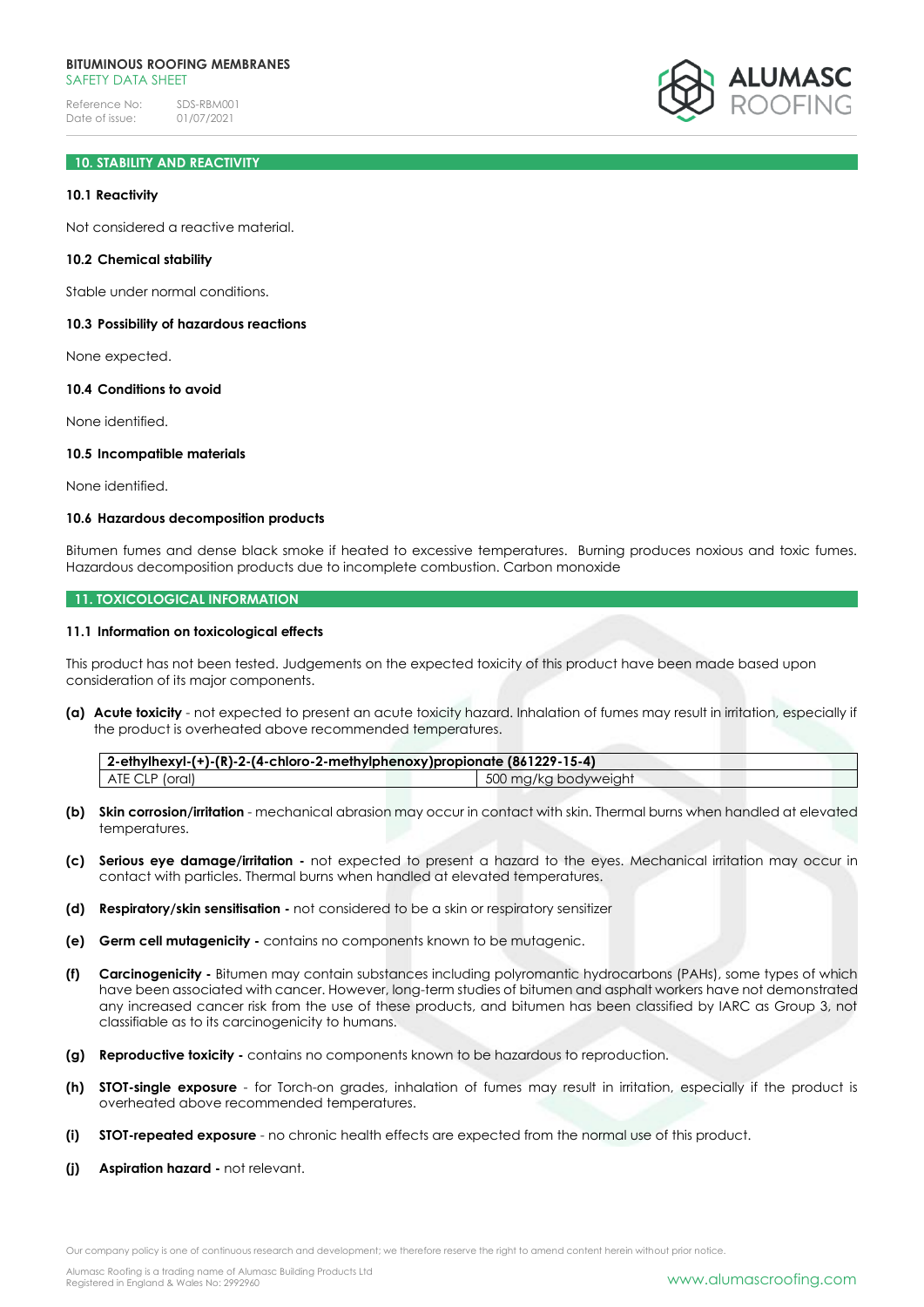## 10. STABILITY AND REACTIVITY

### 10.1 Reactivity

Not considered a reactive material.

### 10.2 Chemical stability

Stable under normal conditions.

### 10.3 Possibility of hazardous reactions

None expected.

### 10.4 Conditions to avoid

None identified.

### 10.5 Incompatible materials

None identified.

### 10.6 Hazardous decomposition products

Bitumen fumes and dense black smoke if heated to excessive temperatures. Burning produces noxious and toxic fumes. Hazardous decomposition products due to incomplete combustion. Carbon monoxide

## 11. TOXICOLOGICAL INFORMATION

### 11.1 Information on toxicological effects

This product has not been tested. Judgements on the expected toxicity of this product have been made based upon consideration of its major components.

**(a) Acute toxicity** - not expected to present an acute toxicity hazard. Inhalation of fumes may result in irritation, especially if the product is overheated above recommended temperatures.

| **2-ethylhexyl-(+)-(R)-2-(4-chloro-2-methylphenoxy)propionate (861229-15-4)** | |
|---|---|
| ATE CLP (oral) | 500 mg/kg bodyweight |

**(b) Skin corrosion/irritation** - mechanical abrasion may occur in contact with skin. Thermal burns when handled at elevated temperatures.

**(c) Serious eye damage/irritation -** not expected to present a hazard to the eyes. Mechanical irritation may occur in contact with particles. Thermal burns when handled at elevated temperatures.

**(d) Respiratory/skin sensitisation -** not considered to be a skin or respiratory sensitizer

**(e) Germ cell mutagenicity -** contains no components known to be mutagenic.

**(f) Carcinogenicity -** Bitumen may contain substances including polyromantic hydrocarbons (PAHs), some types of which have been associated with cancer. However, long-term studies of bitumen and asphalt workers have not demonstrated any increased cancer risk from the use of these products, and bitumen has been classified by IARC as Group 3, not classifiable as to its carcinogenicity to humans.

**(g) Reproductive toxicity -** contains no components known to be hazardous to reproduction.

**(h) STOT-single exposure** - for Torch-on grades, inhalation of fumes may result in irritation, especially if the product is overheated above recommended temperatures.

**(i) STOT-repeated exposure** - no chronic health effects are expected from the normal use of this product.

**(j) Aspiration hazard -** not relevant.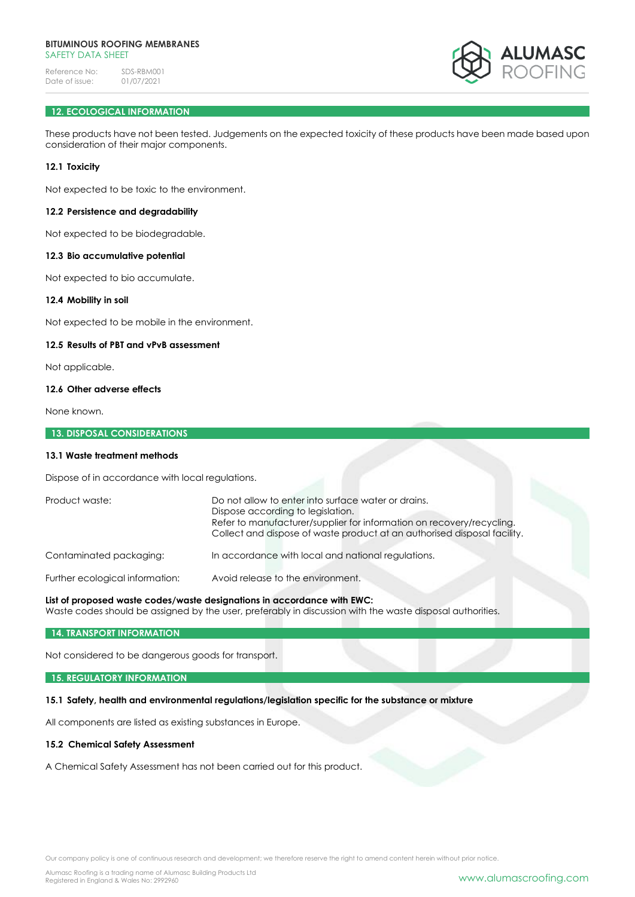## 12. ECOLOGICAL INFORMATION

These products have not been tested. Judgements on the expected toxicity of these products have been made based upon consideration of their major components.

### 12.1 Toxicity

Not expected to be toxic to the environment.

### 12.2 Persistence and degradability

Not expected to be biodegradable.

### 12.3 Bio accumulative potential

Not expected to bio accumulate.

### 12.4 Mobility in soil

Not expected to be mobile in the environment.

### 12.5 Results of PBT and vPvB assessment

Not applicable.

### 12.6 Other adverse effects

None known.

## 13. DISPOSAL CONSIDERATIONS

### 13.1 Waste treatment methods

Dispose of in accordance with local regulations.

| | |
|---|---|
| Product waste: | Do not allow to enter into surface water or drains.<br>Dispose according to legislation.<br>Refer to manufacturer/supplier for information on recovery/recycling.<br>Collect and dispose of waste product at an authorised disposal facility. |
| Contaminated packaging: | In accordance with local and national regulations. |
| Further ecological information: | Avoid release to the environment. |

**List of proposed waste codes/waste designations in accordance with EWC:**
Waste codes should be assigned by the user, preferably in discussion with the waste disposal authorities.

## 14. TRANSPORT INFORMATION

Not considered to be dangerous goods for transport.

## 15. REGULATORY INFORMATION

### 15.1 Safety, health and environmental regulations/legislation specific for the substance or mixture

All components are listed as existing substances in Europe.

### 15.2 Chemical Safety Assessment

A Chemical Safety Assessment has not been carried out for this product.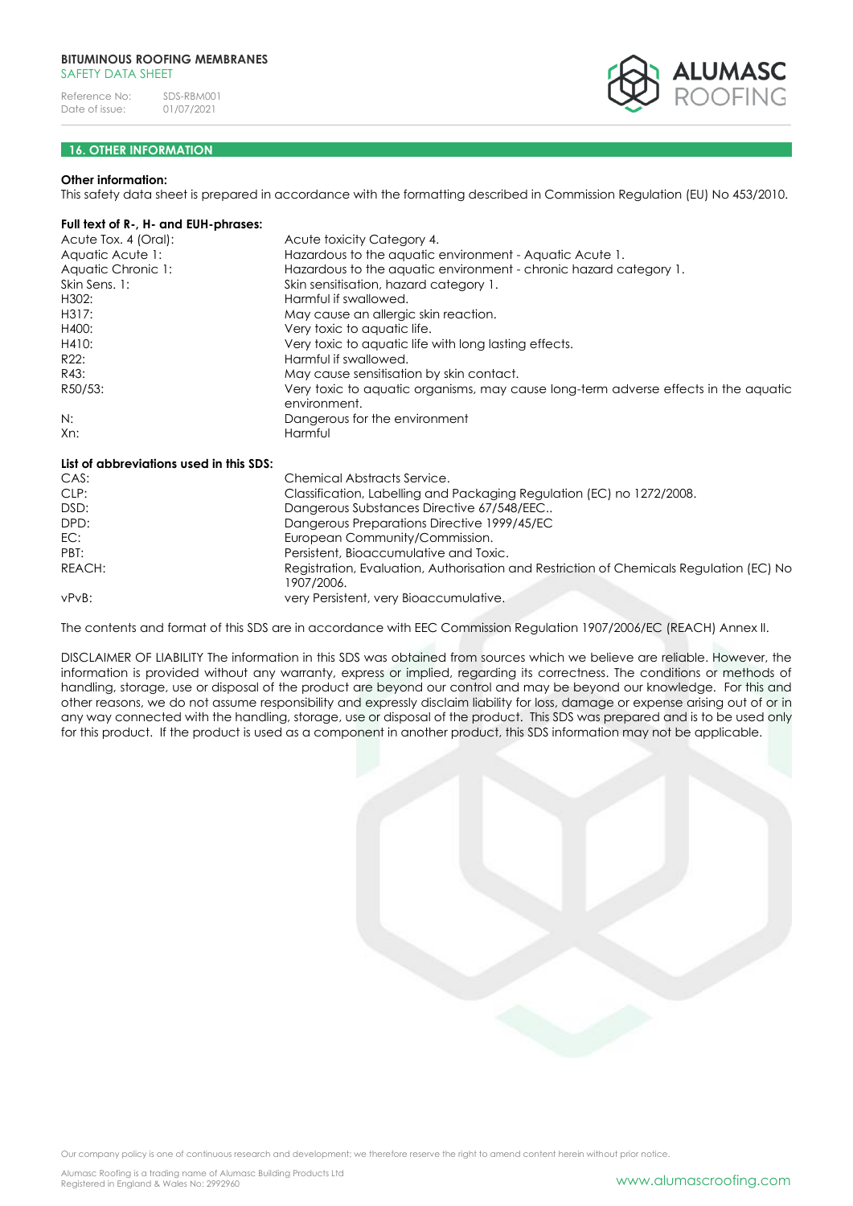## 16. OTHER INFORMATION

**Other information:**
This safety data sheet is prepared in accordance with the formatting described in Commission Regulation (EU) No 453/2010.

**Full text of R-, H- and EUH-phrases:**

| | |
|---|---|
| Acute Tox. 4 (Oral): | Acute toxicity Category 4. |
| Aquatic Acute 1: | Hazardous to the aquatic environment - Aquatic Acute 1. |
| Aquatic Chronic 1: | Hazardous to the aquatic environment - chronic hazard category 1. |
| Skin Sens. 1: | Skin sensitisation, hazard category 1. |
| H302: | Harmful if swallowed. |
| H317: | May cause an allergic skin reaction. |
| H400: | Very toxic to aquatic life. |
| H410: | Very toxic to aquatic life with long lasting effects. |
| R22: | Harmful if swallowed. |
| R43: | May cause sensitisation by skin contact. |
| R50/53: | Very toxic to aquatic organisms, may cause long-term adverse effects in the aquatic environment. |
| N: | Dangerous for the environment |
| Xn: | Harmful |

**List of abbreviations used in this SDS:**

| | |
|---|---|
| CAS: | Chemical Abstracts Service. |
| CLP: | Classification, Labelling and Packaging Regulation (EC) no 1272/2008. |
| DSD: | Dangerous Substances Directive 67/548/EEC.. |
| DPD: | Dangerous Preparations Directive 1999/45/EC |
| EC: | European Community/Commission. |
| PBT: | Persistent, Bioaccumulative and Toxic. |
| REACH: | Registration, Evaluation, Authorisation and Restriction of Chemicals Regulation (EC) No 1907/2006. |
| vPvB: | very Persistent, very Bioaccumulative. |

The contents and format of this SDS are in accordance with EEC Commission Regulation 1907/2006/EC (REACH) Annex II.

DISCLAIMER OF LIABILITY The information in this SDS was obtained from sources which we believe are reliable. However, the information is provided without any warranty, express or implied, regarding its correctness. The conditions or methods of handling, storage, use or disposal of the product are beyond our control and may be beyond our knowledge. For this and other reasons, we do not assume responsibility and expressly disclaim liability for loss, damage or expense arising out of or in any way connected with the handling, storage, use or disposal of the product. This SDS was prepared and is to be used only for this product. If the product is used as a component in another product, this SDS information may not be applicable.